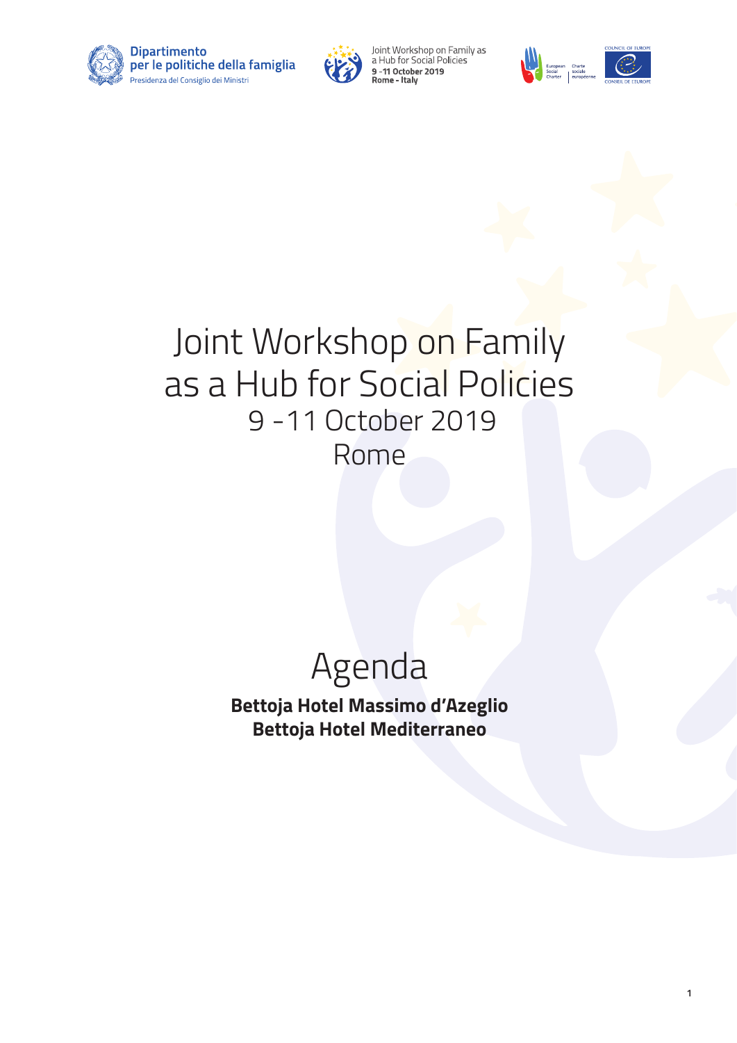Dipartimento per le politiche della famiglia
Presidenza del Consiglio dei Ministri

Joint Workshop on Family as a Hub for Social Policies
9 -11 October 2019
Rome - Italy

European Social Charter | Charte sociale européenne

Council of Europe | Conseil de l'Europe

# Joint Workshop on Family as a Hub for Social Policies

## 9 -11 October 2019

## Rome

# Agenda

**Bettoja Hotel Massimo d'Azeglio**
**Bettoja Hotel Mediterraneo**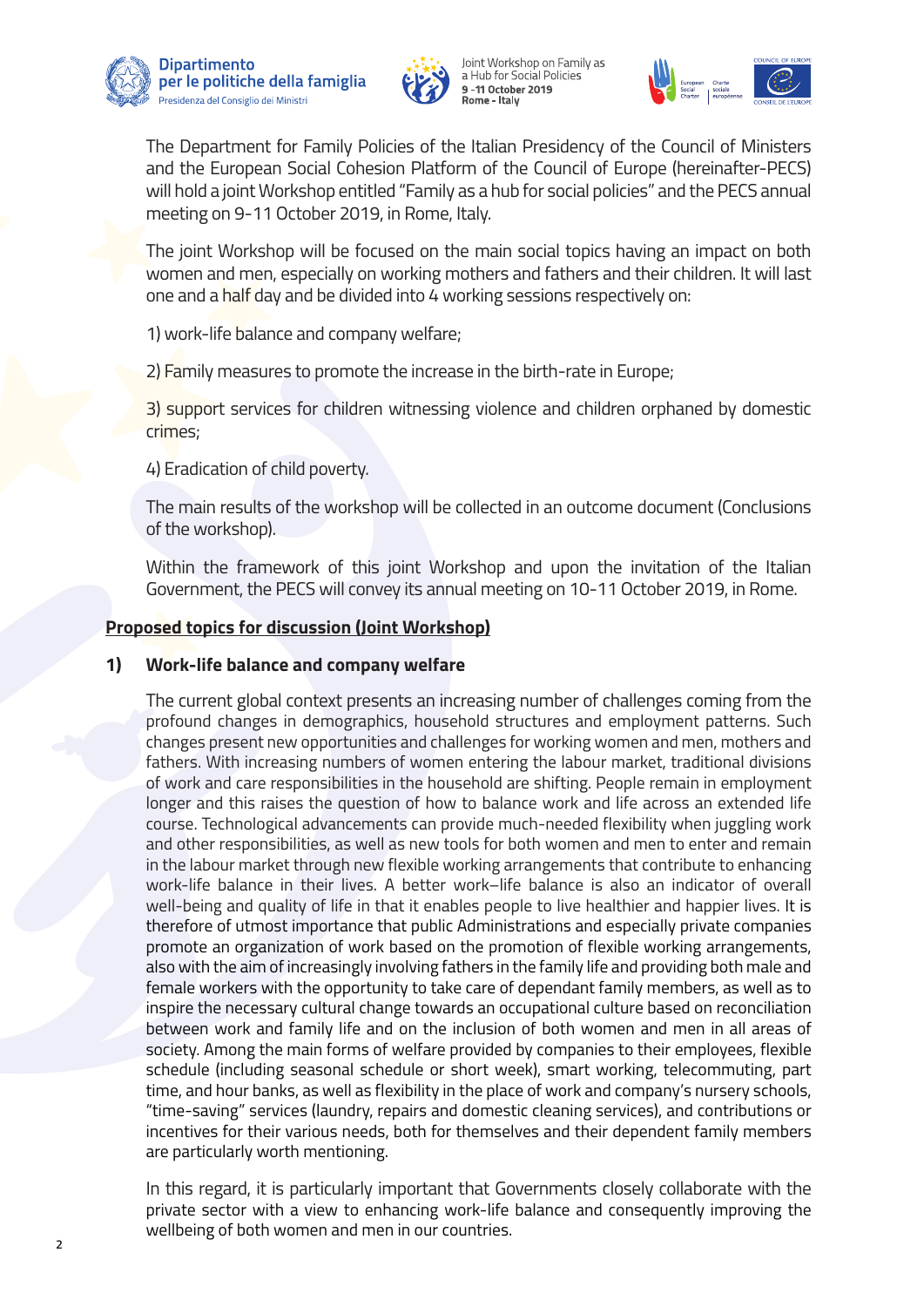The Department for Family Policies of the Italian Presidency of the Council of Ministers and the European Social Cohesion Platform of the Council of Europe (hereinafter-PECS) will hold a joint Workshop entitled "Family as a hub for social policies" and the PECS annual meeting on 9-11 October 2019, in Rome, Italy.

The joint Workshop will be focused on the main social topics having an impact on both women and men, especially on working mothers and fathers and their children. It will last one and a half day and be divided into 4 working sessions respectively on:

1) work-life balance and company welfare;

2) Family measures to promote the increase in the birth-rate in Europe;

3) support services for children witnessing violence and children orphaned by domestic crimes;

4) Eradication of child poverty.

The main results of the workshop will be collected in an outcome document (Conclusions of the workshop).

Within the framework of this joint Workshop and upon the invitation of the Italian Government, the PECS will convey its annual meeting on 10-11 October 2019, in Rome.

**Proposed topics for discussion (Joint Workshop)**

## 1) Work-life balance and company welfare

The current global context presents an increasing number of challenges coming from the profound changes in demographics, household structures and employment patterns. Such changes present new opportunities and challenges for working women and men, mothers and fathers. With increasing numbers of women entering the labour market, traditional divisions of work and care responsibilities in the household are shifting. People remain in employment longer and this raises the question of how to balance work and life across an extended life course. Technological advancements can provide much-needed flexibility when juggling work and other responsibilities, as well as new tools for both women and men to enter and remain in the labour market through new flexible working arrangements that contribute to enhancing work-life balance in their lives. A better work–life balance is also an indicator of overall well-being and quality of life in that it enables people to live healthier and happier lives. It is therefore of utmost importance that public Administrations and especially private companies promote an organization of work based on the promotion of flexible working arrangements, also with the aim of increasingly involving fathers in the family life and providing both male and female workers with the opportunity to take care of dependant family members, as well as to inspire the necessary cultural change towards an occupational culture based on reconciliation between work and family life and on the inclusion of both women and men in all areas of society. Among the main forms of welfare provided by companies to their employees, flexible schedule (including seasonal schedule or short week), smart working, telecommuting, part time, and hour banks, as well as flexibility in the place of work and company's nursery schools, "time-saving" services (laundry, repairs and domestic cleaning services), and contributions or incentives for their various needs, both for themselves and their dependent family members are particularly worth mentioning.

In this regard, it is particularly important that Governments closely collaborate with the private sector with a view to enhancing work-life balance and consequently improving the wellbeing of both women and men in our countries.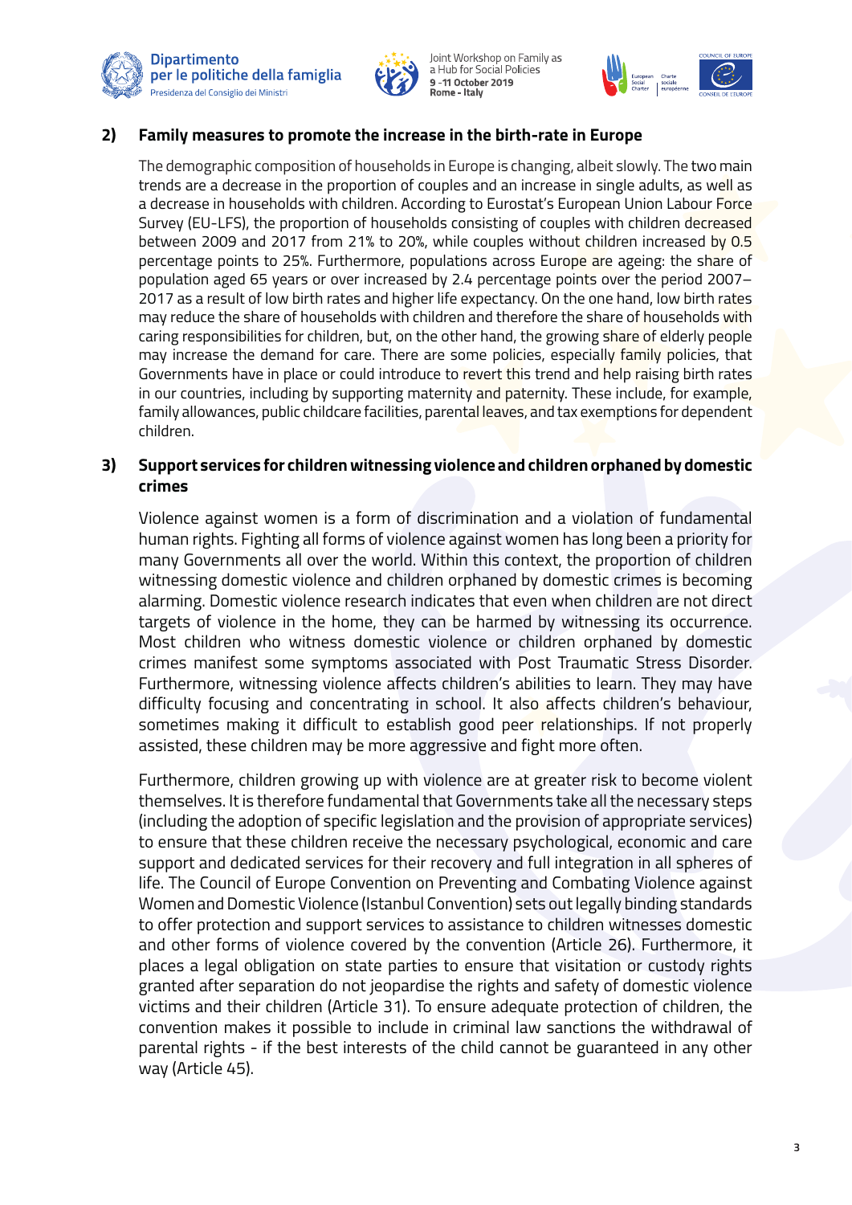## 2) Family measures to promote the increase in the birth-rate in Europe

The demographic composition of households in Europe is changing, albeit slowly. The two main trends are a decrease in the proportion of couples and an increase in single adults, as well as a decrease in households with children. According to Eurostat's European Union Labour Force Survey (EU-LFS), the proportion of households consisting of couples with children decreased between 2009 and 2017 from 21% to 20%, while couples without children increased by 0.5 percentage points to 25%. Furthermore, populations across Europe are ageing: the share of population aged 65 years or over increased by 2.4 percentage points over the period 2007–2017 as a result of low birth rates and higher life expectancy. On the one hand, low birth rates may reduce the share of households with children and therefore the share of households with caring responsibilities for children, but, on the other hand, the growing share of elderly people may increase the demand for care. There are some policies, especially family policies, that Governments have in place or could introduce to revert this trend and help raising birth rates in our countries, including by supporting maternity and paternity. These include, for example, family allowances, public childcare facilities, parental leaves, and tax exemptions for dependent children.

## 3) Support services for children witnessing violence and children orphaned by domestic crimes

Violence against women is a form of discrimination and a violation of fundamental human rights. Fighting all forms of violence against women has long been a priority for many Governments all over the world. Within this context, the proportion of children witnessing domestic violence and children orphaned by domestic crimes is becoming alarming. Domestic violence research indicates that even when children are not direct targets of violence in the home, they can be harmed by witnessing its occurrence. Most children who witness domestic violence or children orphaned by domestic crimes manifest some symptoms associated with Post Traumatic Stress Disorder. Furthermore, witnessing violence affects children's abilities to learn. They may have difficulty focusing and concentrating in school. It also affects children's behaviour, sometimes making it difficult to establish good peer relationships. If not properly assisted, these children may be more aggressive and fight more often.

Furthermore, children growing up with violence are at greater risk to become violent themselves. It is therefore fundamental that Governments take all the necessary steps (including the adoption of specific legislation and the provision of appropriate services) to ensure that these children receive the necessary psychological, economic and care support and dedicated services for their recovery and full integration in all spheres of life. The Council of Europe Convention on Preventing and Combating Violence against Women and Domestic Violence (Istanbul Convention) sets out legally binding standards to offer protection and support services to assistance to children witnesses domestic and other forms of violence covered by the convention (Article 26). Furthermore, it places a legal obligation on state parties to ensure that visitation or custody rights granted after separation do not jeopardise the rights and safety of domestic violence victims and their children (Article 31). To ensure adequate protection of children, the convention makes it possible to include in criminal law sanctions the withdrawal of parental rights - if the best interests of the child cannot be guaranteed in any other way (Article 45).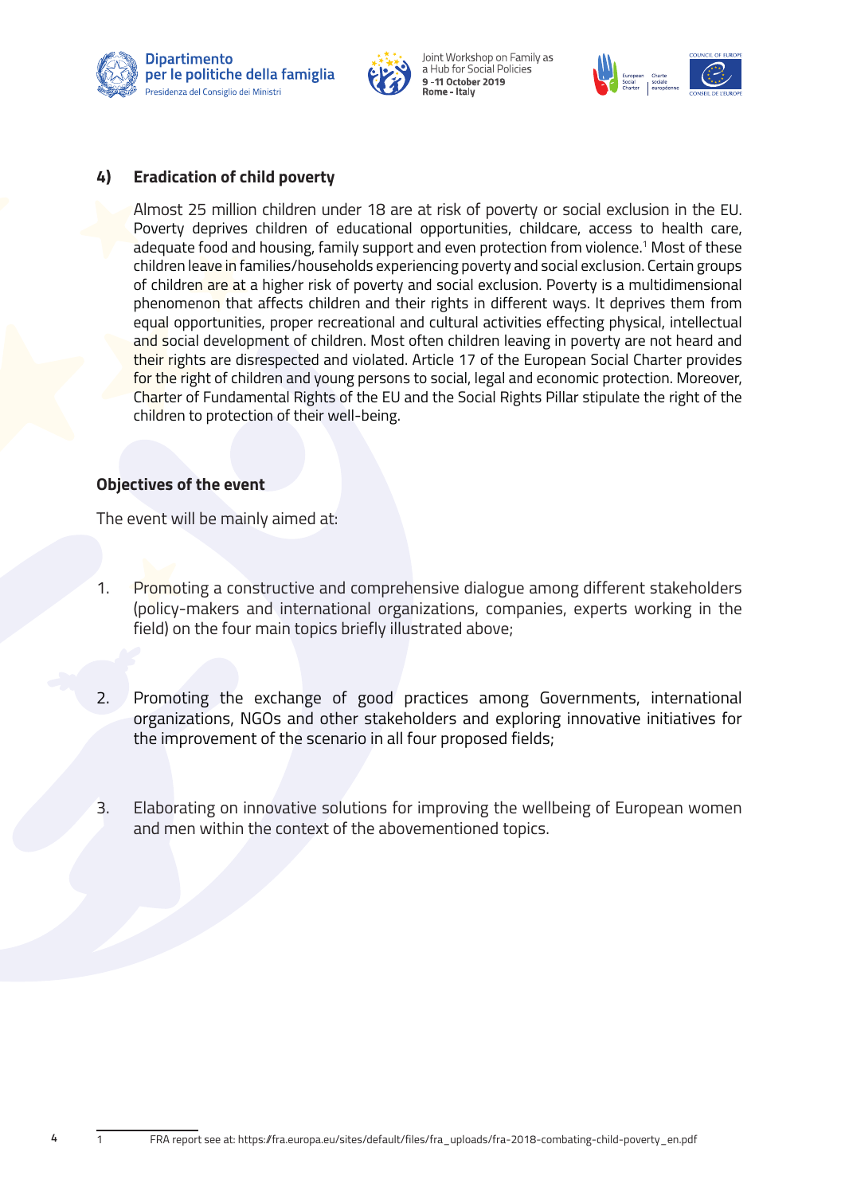## 4) Eradication of child poverty

Almost 25 million children under 18 are at risk of poverty or social exclusion in the EU. Poverty deprives children of educational opportunities, childcare, access to health care, adequate food and housing, family support and even protection from violence.[1] Most of these children leave in families/households experiencing poverty and social exclusion. Certain groups of children are at a higher risk of poverty and social exclusion. Poverty is a multidimensional phenomenon that affects children and their rights in different ways. It deprives them from equal opportunities, proper recreational and cultural activities effecting physical, intellectual and social development of children. Most often children leaving in poverty are not heard and their rights are disrespected and violated. Article 17 of the European Social Charter provides for the right of children and young persons to social, legal and economic protection. Moreover, Charter of Fundamental Rights of the EU and the Social Rights Pillar stipulate the right of the children to protection of their well-being.

### Objectives of the event

The event will be mainly aimed at:

1. Promoting a constructive and comprehensive dialogue among different stakeholders (policy-makers and international organizations, companies, experts working in the field) on the four main topics briefly illustrated above;

2. Promoting the exchange of good practices among Governments, international organizations, NGOs and other stakeholders and exploring innovative initiatives for the improvement of the scenario in all four proposed fields;

3. Elaborating on innovative solutions for improving the wellbeing of European women and men within the context of the abovementioned topics.

---

1 FRA report see at: https://fra.europa.eu/sites/default/files/fra_uploads/fra-2018-combating-child-poverty_en.pdf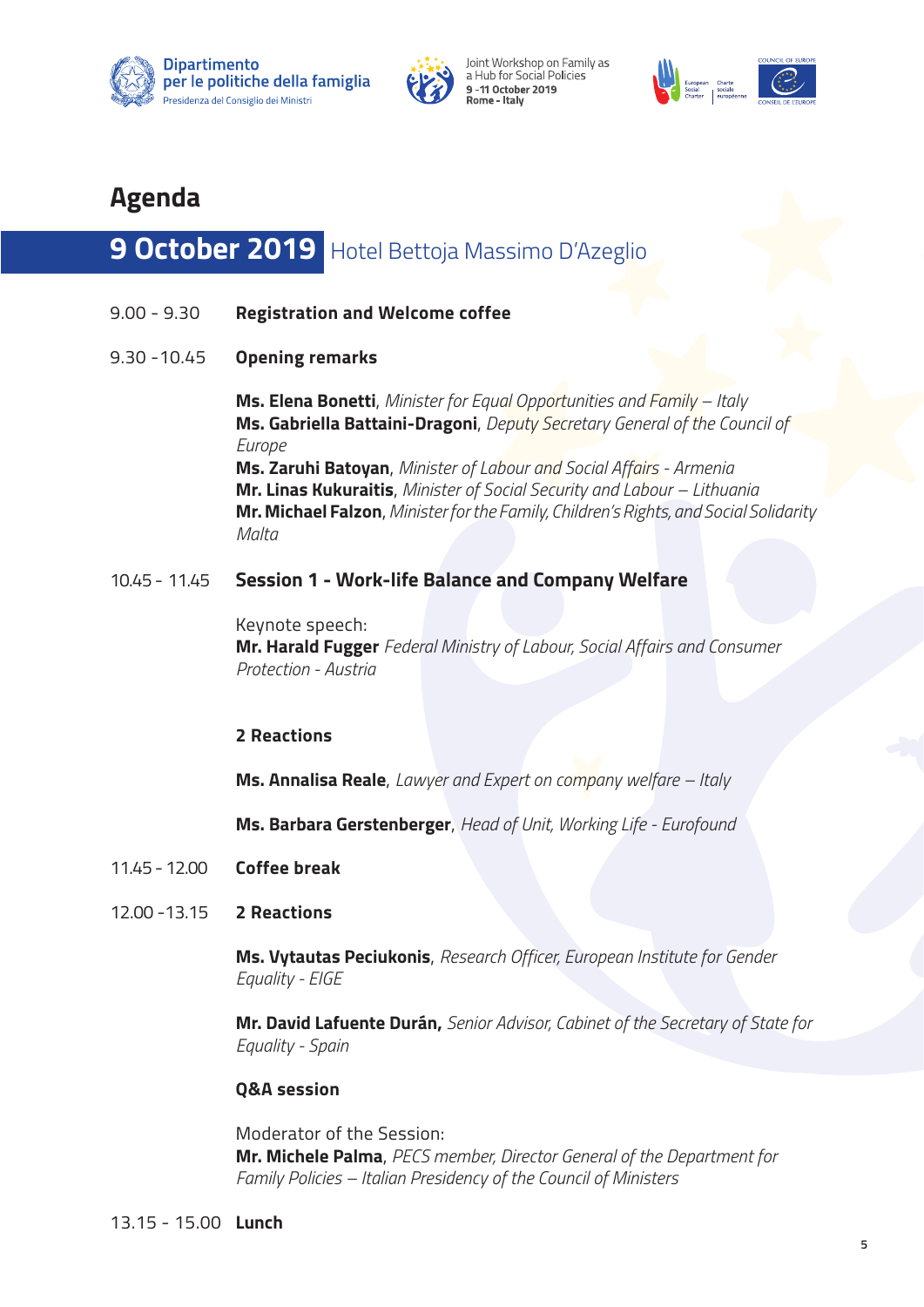Dipartimento per le politiche della famiglia
Presidenza del Consiglio dei Ministri

Joint Workshop on Family as a Hub for Social Policies
**9 -11 October 2019**
**Rome - Italy**

# Agenda

## 9 October 2019 Hotel Bettoja Massimo D'Azeglio

9.00 - 9.30 **Registration and Welcome coffee**

9.30 -10.45 **Opening remarks**

**Ms. Elena Bonetti**, *Minister for Equal Opportunities and Family – Italy*
**Ms. Gabriella Battaini-Dragoni**, *Deputy Secretary General of the Council of Europe*
**Ms. Zaruhi Batoyan**, *Minister of Labour and Social Affairs - Armenia*
**Mr. Linas Kukuraitis**, *Minister of Social Security and Labour – Lithuania*
**Mr. Michael Falzon**, *Minister for the Family, Children's Rights, and Social Solidarity Malta*

10.45 - 11.45 **Session 1 - Work-life Balance and Company Welfare**

Keynote speech:
**Mr. Harald Fugger** *Federal Ministry of Labour, Social Affairs and Consumer Protection - Austria*

**2 Reactions**

**Ms. Annalisa Reale**, *Lawyer and Expert on company welfare – Italy*

**Ms. Barbara Gerstenberger**, *Head of Unit, Working Life - Eurofound*

11.45 - 12.00 **Coffee break**

12.00 -13.15 **2 Reactions**

**Ms. Vytautas Peciukonis**, *Research Officer, European Institute for Gender Equality - EIGE*

**Mr. David Lafuente Durán,** *Senior Advisor, Cabinet of the Secretary of State for Equality - Spain*

**Q&A session**

Moderator of the Session:
**Mr. Michele Palma**, *PECS member, Director General of the Department for Family Policies – Italian Presidency of the Council of Ministers*

13.15 - 15.00 **Lunch**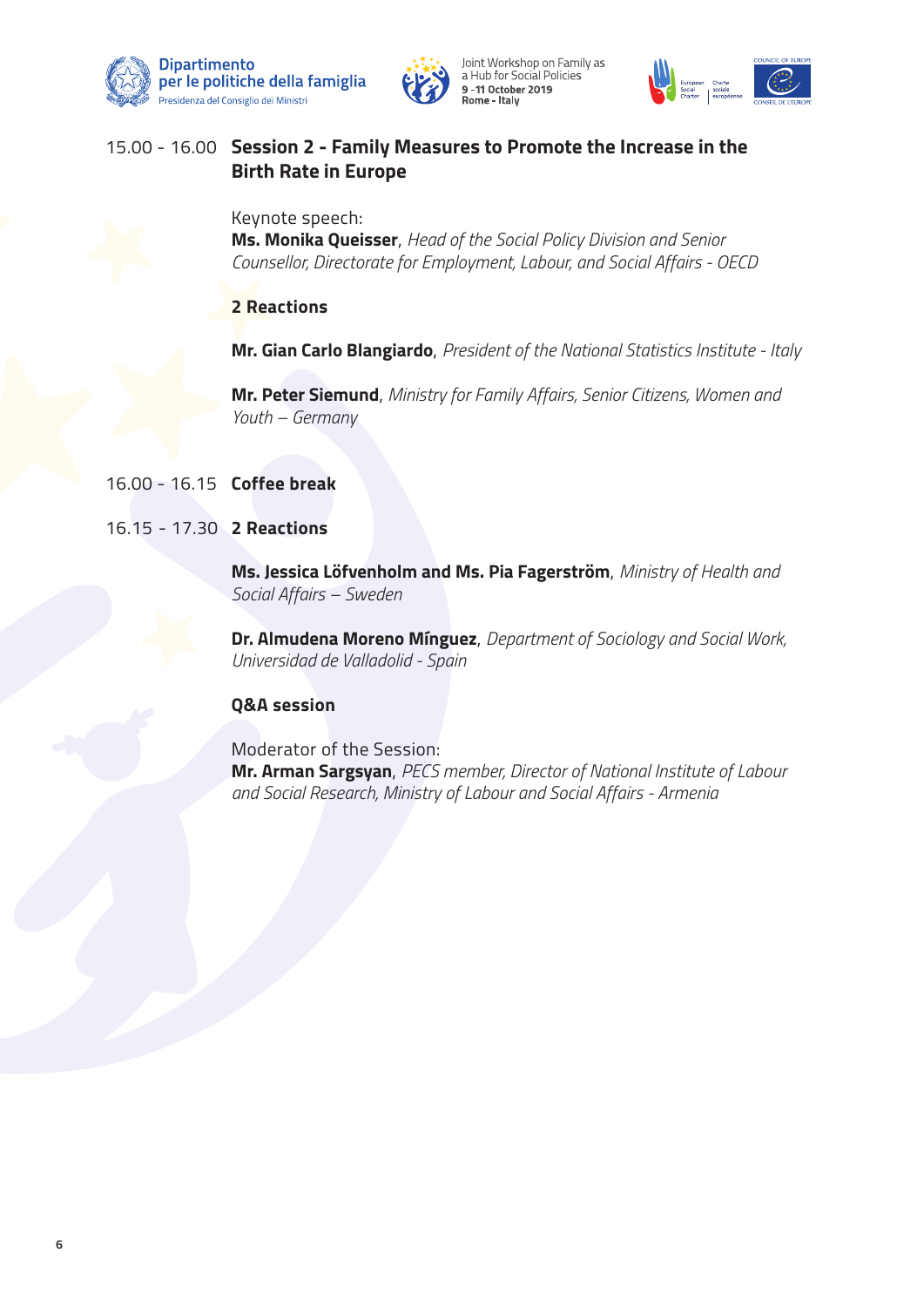15.00 - 16.00 **Session 2 - Family Measures to Promote the Increase in the Birth Rate in Europe**

Keynote speech:
**Ms. Monika Queisser**, *Head of the Social Policy Division and Senior Counsellor, Directorate for Employment, Labour, and Social Affairs - OECD*

**2 Reactions**

**Mr. Gian Carlo Blangiardo**, *President of the National Statistics Institute - Italy*

**Mr. Peter Siemund**, *Ministry for Family Affairs, Senior Citizens, Women and Youth – Germany*

16.00 - 16.15 **Coffee break**

16.15 - 17.30 **2 Reactions**

**Ms. Jessica Löfvenholm and Ms. Pia Fagerström**, *Ministry of Health and Social Affairs – Sweden*

**Dr. Almudena Moreno Mínguez**, *Department of Sociology and Social Work, Universidad de Valladolid - Spain*

**Q&A session**

Moderator of the Session:
**Mr. Arman Sargsyan**, *PECS member, Director of National Institute of Labour and Social Research, Ministry of Labour and Social Affairs - Armenia*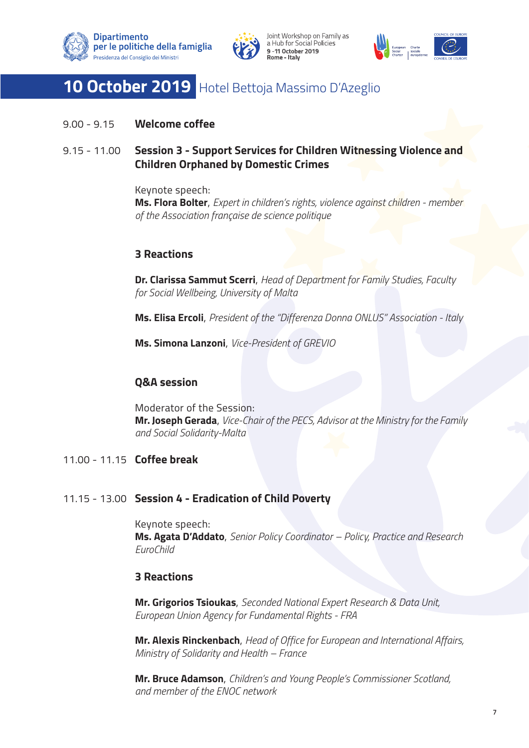# 10 October 2019 Hotel Bettoja Massimo D'Azeglio

9.00 - 9.15 **Welcome coffee**

9.15 - 11.00 **Session 3 - Support Services for Children Witnessing Violence and Children Orphaned by Domestic Crimes**

Keynote speech:
**Ms. Flora Bolter**, *Expert in children's rights, violence against children - member of the Association française de science politique*

**3 Reactions**

**Dr. Clarissa Sammut Scerri**, *Head of Department for Family Studies, Faculty for Social Wellbeing, University of Malta*

**Ms. Elisa Ercoli**, *President of the "Differenza Donna ONLUS" Association - Italy*

**Ms. Simona Lanzoni**, *Vice-President of GREVIO*

**Q&A session**

Moderator of the Session:
**Mr. Joseph Gerada**, *Vice-Chair of the PECS, Advisor at the Ministry for the Family and Social Solidarity-Malta*

11.00 - 11.15 **Coffee break**

11.15 - 13.00 **Session 4 - Eradication of Child Poverty**

Keynote speech:
**Ms. Agata D'Addato**, *Senior Policy Coordinator – Policy, Practice and Research EuroChild*

**3 Reactions**

**Mr. Grigorios Tsioukas**, *Seconded National Expert Research & Data Unit, European Union Agency for Fundamental Rights - FRA*

**Mr. Alexis Rinckenbach**, *Head of Office for European and International Affairs, Ministry of Solidarity and Health – France*

**Mr. Bruce Adamson**, *Children's and Young People's Commissioner Scotland, and member of the ENOC network*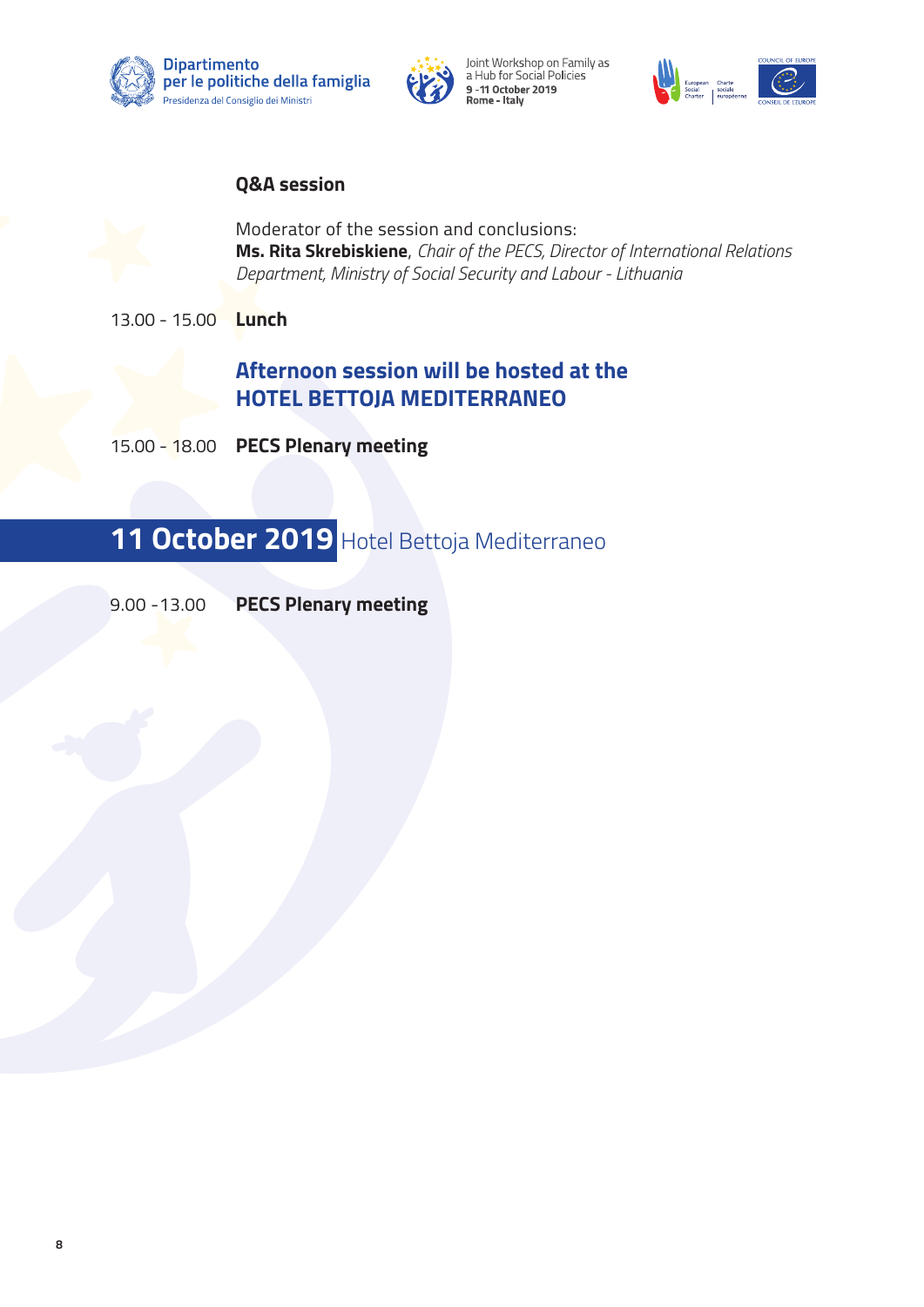**Q&A session**

Moderator of the session and conclusions:
**Ms. Rita Skrebiskiene**, *Chair of the PECS, Director of International Relations Department, Ministry of Social Security and Labour - Lithuania*

13.00 - 15.00 **Lunch**

## Afternoon session will be hosted at the HOTEL BETTOJA MEDITERRANEO

15.00 - 18.00 **PECS Plenary meeting**

## 11 October 2019 Hotel Bettoja Mediterraneo

9.00 -13.00 **PECS Plenary meeting**